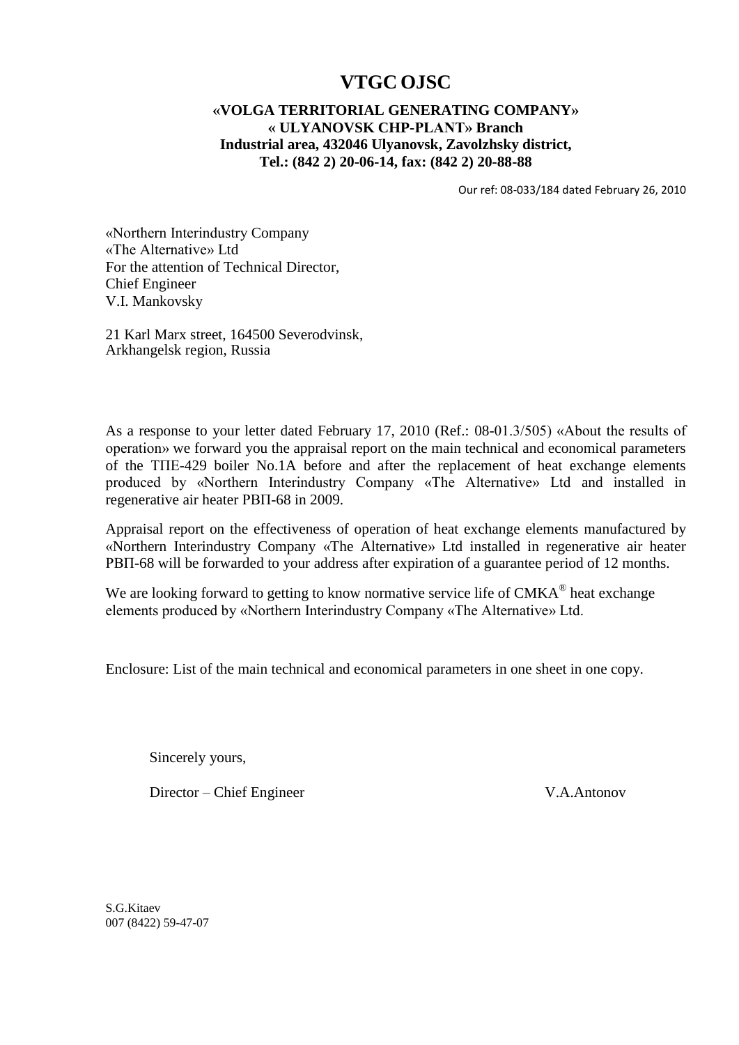# VTGC OJSC

**«VOLGA TERRITORIAL GENERATING COMPANY»**
**« ULYANOVSK CHP-PLANT» Branch**
**Industrial area, 432046 Ulyanovsk, Zavolzhsky district,**
**Tel.: (842 2) 20-06-14, fax: (842 2) 20-88-88**

Our ref: 08-033/184 dated February 26, 2010

«Northern Interindustry Company
«The Alternative» Ltd
For the attention of Technical Director,
Chief Engineer
V.I. Mankovsky

21 Karl Marx street, 164500 Severodvinsk,
Arkhangelsk region, Russia

As a response to your letter dated February 17, 2010 (Ref.: 08-01.3/505) «About the results of operation» we forward you the appraisal report on the main technical and economical parameters of the ТПЕ-429 boiler No.1A before and after the replacement of heat exchange elements produced by «Northern Interindustry Company «The Alternative» Ltd and installed in regenerative air heater РВП-68 in 2009.

Appraisal report on the effectiveness of operation of heat exchange elements manufactured by «Northern Interindustry Company «The Alternative» Ltd installed in regenerative air heater РВП-68 will be forwarded to your address after expiration of a guarantee period of 12 months.

We are looking forward to getting to know normative service life of СМКА® heat exchange elements produced by «Northern Interindustry Company «The Alternative» Ltd.

Enclosure: List of the main technical and economical parameters in one sheet in one copy.

Sincerely yours,

Director – Chief Engineer V.A.Antonov

S.G.Kitaev
007 (8422) 59-47-07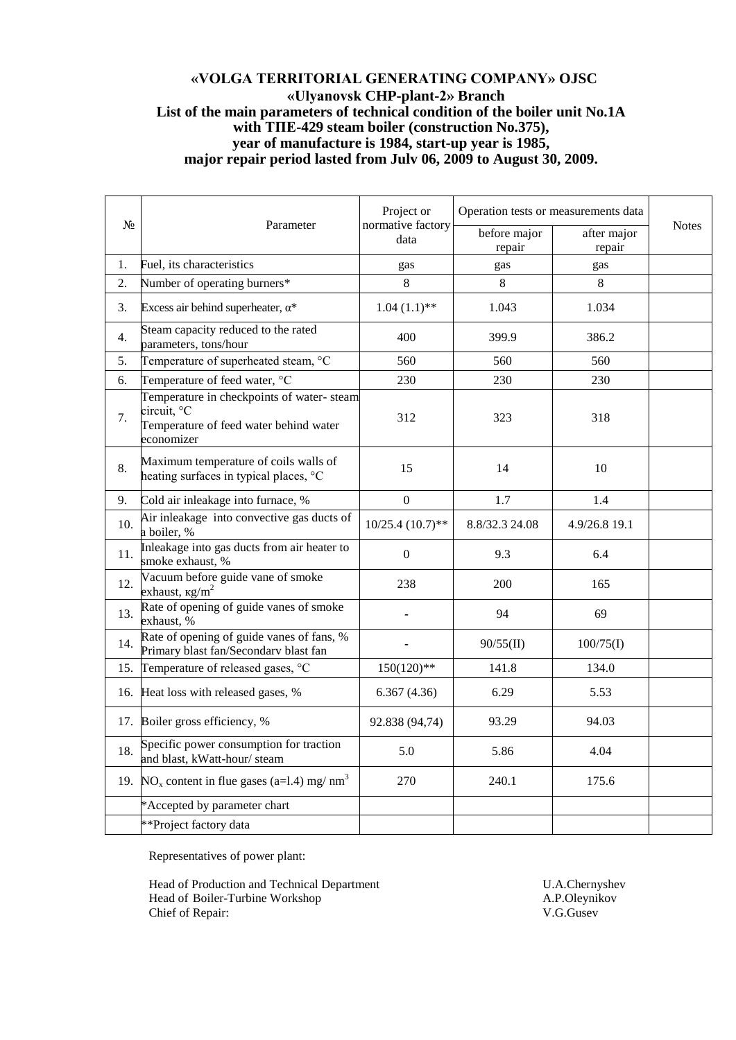**«VOLGA TERRITORIAL GENERATING COMPANY» OJSC**
**«Ulyanovsk CHP-plant-2» Branch**
**List of the main parameters of technical condition of the boiler unit No.1A with ТПЕ-429 steam boiler (construction No.375), year of manufacture is 1984, start-up year is 1985, major repair period lasted from Julv 06, 2009 to August 30, 2009.**

| № | Parameter | Project or normative factory data | Operation tests or measurements data | | Notes |
|---|---|---|---|---|---|
| | | | before major repair | after major repair | |
| 1. | Fuel, its characteristics | gas | gas | gas | |
| 2. | Number of operating burners* | 8 | 8 | 8 | |
| 3. | Excess air behind superheater, α* | 1.04 (1.1)** | 1.043 | 1.034 | |
| 4. | Steam capacity reduced to the rated parameters, tons/hour | 400 | 399.9 | 386.2 | |
| 5. | Temperature of superheated steam, °C | 560 | 560 | 560 | |
| 6. | Temperature of feed water, °C | 230 | 230 | 230 | |
| 7. | Temperature in checkpoints of water- steam circuit, °C Temperature of feed water behind water economizer | 312 | 323 | 318 | |
| 8. | Maximum temperature of coils walls of heating surfaces in typical places, °C | 15 | 14 | 10 | |
| 9. | Cold air inleakage into furnace, % | 0 | 1.7 | 1.4 | |
| 10. | Air inleakage into convective gas ducts of a boiler, % | 10/25.4 (10.7)** | 8.8/32.3 24.08 | 4.9/26.8 19.1 | |
| 11. | Inleakage into gas ducts from air heater to smoke exhaust, % | 0 | 9.3 | 6.4 | |
| 12. | Vacuum before guide vane of smoke exhaust, кg/m$^2$ | 238 | 200 | 165 | |
| 13. | Rate of opening of guide vanes of smoke exhaust, % | - | 94 | 69 | |
| 14. | Rate of opening of guide vanes of fans, % Primary blast fan/Secondarv blast fan | - | 90/55(II) | 100/75(I) | |
| 15. | Temperature of released gases, °C | 150(120)** | 141.8 | 134.0 | |
| 16. | Heat loss with released gases, % | 6.367 (4.36) | 6.29 | 5.53 | |
| 17. | Boiler gross efficiency, % | 92.838 (94,74) | 93.29 | 94.03 | |
| 18. | Specific power consumption for traction and blast, kWatt-hour/ steam | 5.0 | 5.86 | 4.04 | |
| 19. | $NO_x$ content in flue gases (a=l.4) mg/ nm$^3$ | 270 | 240.1 | 175.6 | |
| | *Accepted by parameter chart | | | | |
| | **Project factory data | | | | |

Representatives of power plant:

Head of Production and Technical Department — U.A.Chernyshev
Head of Boiler-Turbine Workshop — A.P.Oleynikov
Chief of Repair: — V.G.Gusev